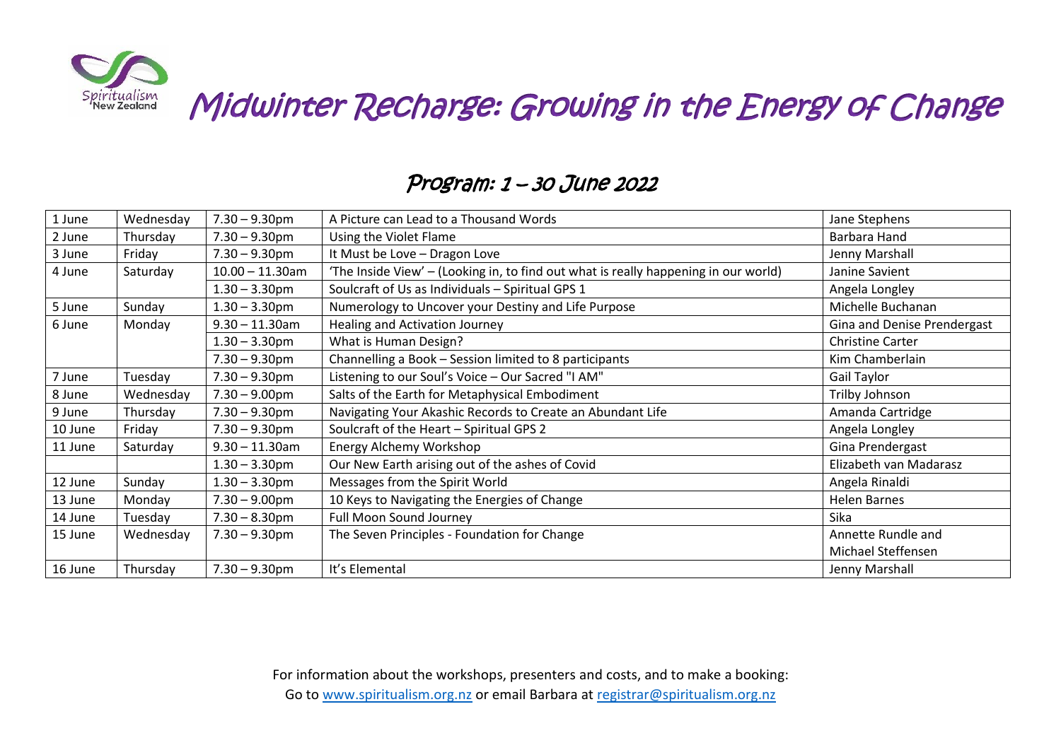Spiritualism New Zealand

# Midwinter Recharge: Growing in the Energy of Change

## Program: 1 – 30 June 2022

| | | | | |
|---|---|---|---|---|
| 1 June | Wednesday | 7.30 – 9.30pm | A Picture can Lead to a Thousand Words | Jane Stephens |
| 2 June | Thursday | 7.30 – 9.30pm | Using the Violet Flame | Barbara Hand |
| 3 June | Friday | 7.30 – 9.30pm | It Must be Love – Dragon Love | Jenny Marshall |
| 4 June | Saturday | 10.00 – 11.30am | 'The Inside View' – (Looking in, to find out what is really happening in our world) | Janine Savient |
| | | 1.30 – 3.30pm | Soulcraft of Us as Individuals – Spiritual GPS 1 | Angela Longley |
| 5 June | Sunday | 1.30 – 3.30pm | Numerology to Uncover your Destiny and Life Purpose | Michelle Buchanan |
| 6 June | Monday | 9.30 – 11.30am | Healing and Activation Journey | Gina and Denise Prendergast |
| | | 1.30 – 3.30pm | What is Human Design? | Christine Carter |
| | | 7.30 – 9.30pm | Channelling a Book – Session limited to 8 participants | Kim Chamberlain |
| 7 June | Tuesday | 7.30 – 9.30pm | Listening to our Soul's Voice – Our Sacred "I AM" | Gail Taylor |
| 8 June | Wednesday | 7.30 – 9.00pm | Salts of the Earth for Metaphysical Embodiment | Trilby Johnson |
| 9 June | Thursday | 7.30 – 9.30pm | Navigating Your Akashic Records to Create an Abundant Life | Amanda Cartridge |
| 10 June | Friday | 7.30 – 9.30pm | Soulcraft of the Heart – Spiritual GPS 2 | Angela Longley |
| 11 June | Saturday | 9.30 – 11.30am | Energy Alchemy Workshop | Gina Prendergast |
| | | 1.30 – 3.30pm | Our New Earth arising out of the ashes of Covid | Elizabeth van Madarasz |
| 12 June | Sunday | 1.30 – 3.30pm | Messages from the Spirit World | Angela Rinaldi |
| 13 June | Monday | 7.30 – 9.00pm | 10 Keys to Navigating the Energies of Change | Helen Barnes |
| 14 June | Tuesday | 7.30 – 8.30pm | Full Moon Sound Journey | Sika |
| 15 June | Wednesday | 7.30 – 9.30pm | The Seven Principles - Foundation for Change | Annette Rundle and Michael Steffensen |
| 16 June | Thursday | 7.30 – 9.30pm | It's Elemental | Jenny Marshall |

For information about the workshops, presenters and costs, and to make a booking:
Go to www.spiritualism.org.nz or email Barbara at registrar@spiritualism.org.nz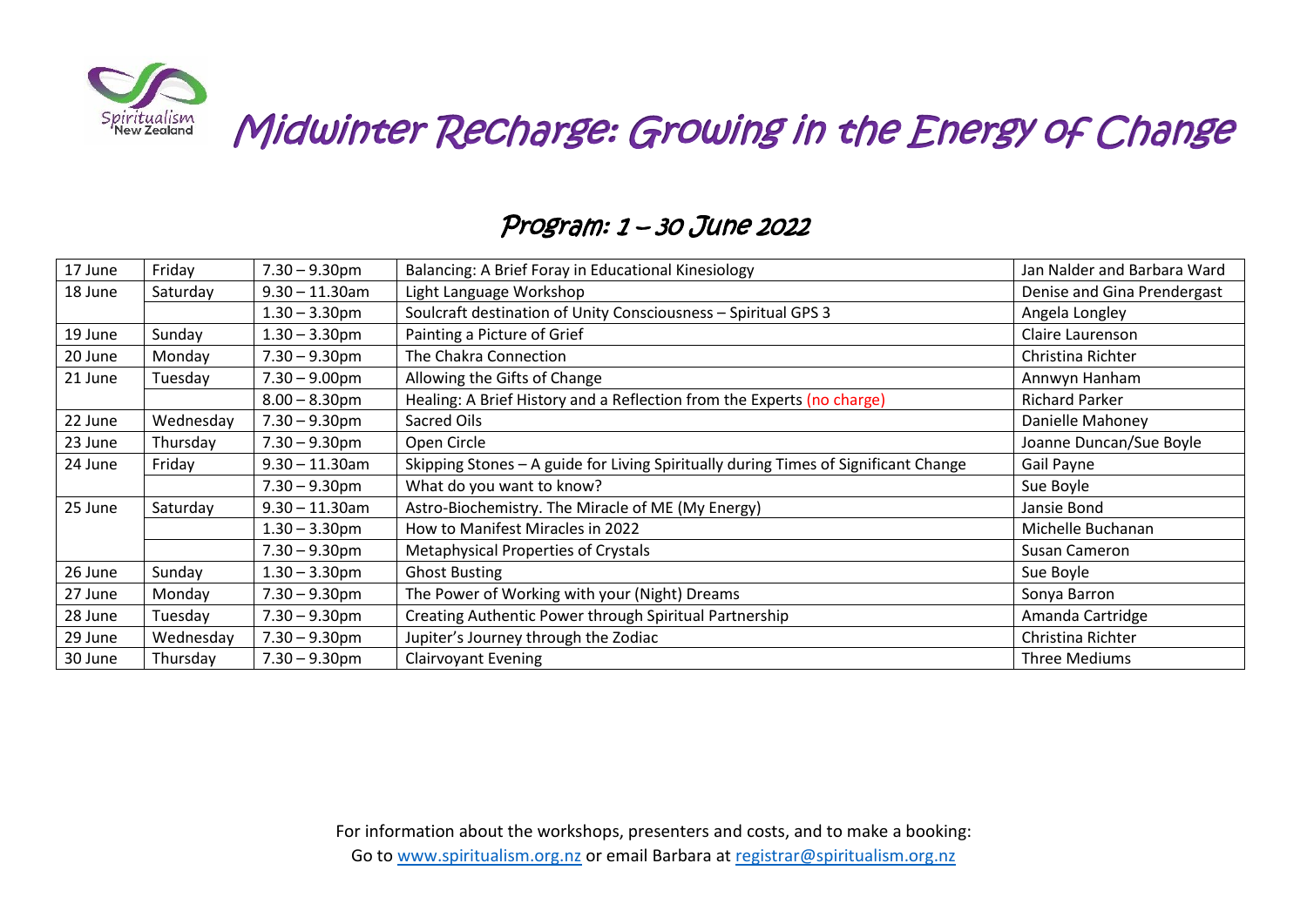Spiritualism New Zealand

# Midwinter Recharge: Growing in the Energy of Change

## Program: 1 – 30 June 2022

| | | | | |
|---|---|---|---|---|
| 17 June | Friday | 7.30 – 9.30pm | Balancing: A Brief Foray in Educational Kinesiology | Jan Nalder and Barbara Ward |
| 18 June | Saturday | 9.30 – 11.30am | Light Language Workshop | Denise and Gina Prendergast |
| | | 1.30 – 3.30pm | Soulcraft destination of Unity Consciousness – Spiritual GPS 3 | Angela Longley |
| 19 June | Sunday | 1.30 – 3.30pm | Painting a Picture of Grief | Claire Laurenson |
| 20 June | Monday | 7.30 – 9.30pm | The Chakra Connection | Christina Richter |
| 21 June | Tuesday | 7.30 – 9.00pm | Allowing the Gifts of Change | Annwyn Hanham |
| | | 8.00 – 8.30pm | Healing: A Brief History and a Reflection from the Experts (no charge) | Richard Parker |
| 22 June | Wednesday | 7.30 – 9.30pm | Sacred Oils | Danielle Mahoney |
| 23 June | Thursday | 7.30 – 9.30pm | Open Circle | Joanne Duncan/Sue Boyle |
| 24 June | Friday | 9.30 – 11.30am | Skipping Stones – A guide for Living Spiritually during Times of Significant Change | Gail Payne |
| | | 7.30 – 9.30pm | What do you want to know? | Sue Boyle |
| 25 June | Saturday | 9.30 – 11.30am | Astro-Biochemistry. The Miracle of ME (My Energy) | Jansie Bond |
| | | 1.30 – 3.30pm | How to Manifest Miracles in 2022 | Michelle Buchanan |
| | | 7.30 – 9.30pm | Metaphysical Properties of Crystals | Susan Cameron |
| 26 June | Sunday | 1.30 – 3.30pm | Ghost Busting | Sue Boyle |
| 27 June | Monday | 7.30 – 9.30pm | The Power of Working with your (Night) Dreams | Sonya Barron |
| 28 June | Tuesday | 7.30 – 9.30pm | Creating Authentic Power through Spiritual Partnership | Amanda Cartridge |
| 29 June | Wednesday | 7.30 – 9.30pm | Jupiter's Journey through the Zodiac | Christina Richter |
| 30 June | Thursday | 7.30 – 9.30pm | Clairvoyant Evening | Three Mediums |

For information about the workshops, presenters and costs, and to make a booking:
Go to www.spiritualism.org.nz or email Barbara at registrar@spiritualism.org.nz